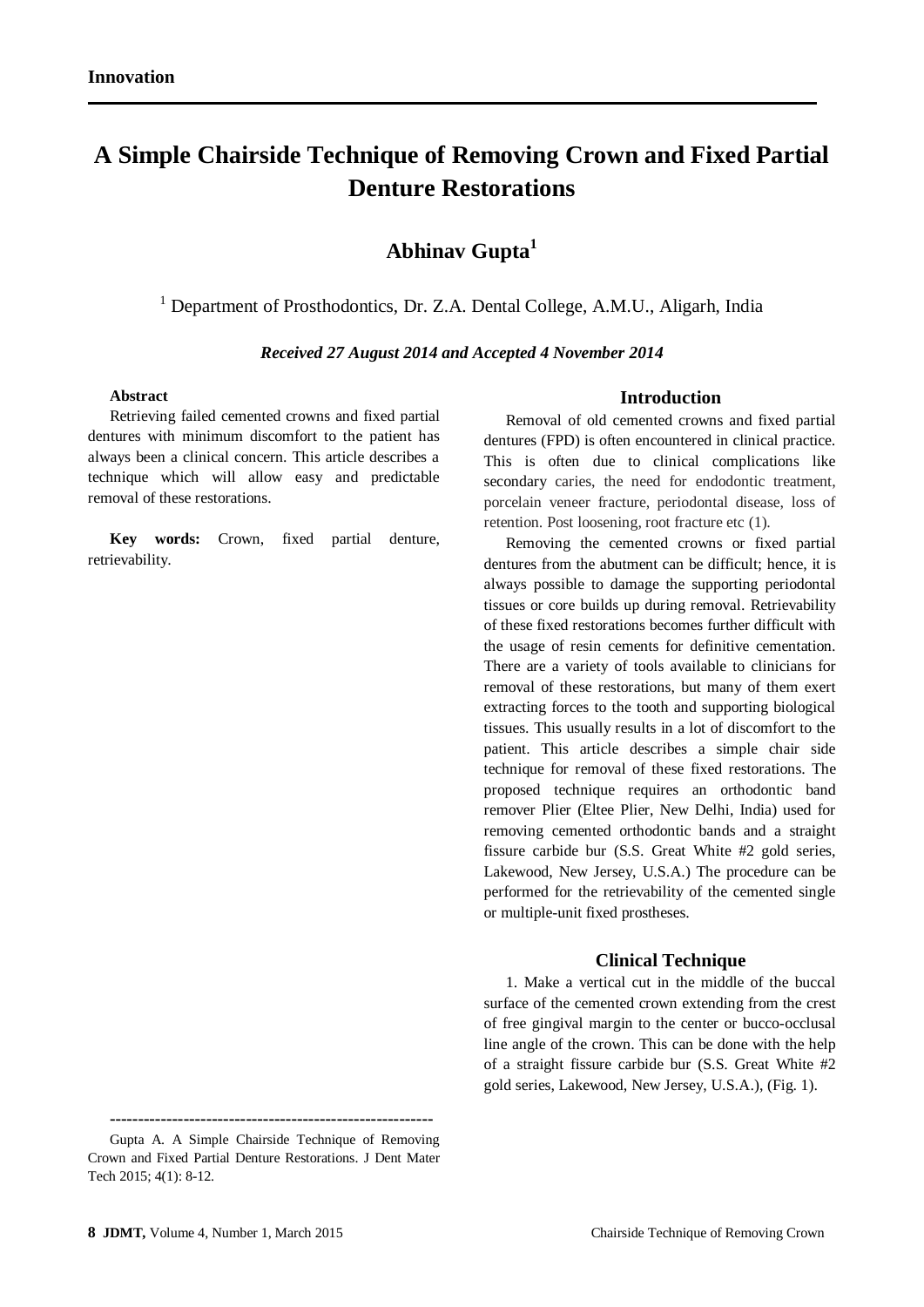**Innovation**

# A Simple Chairside Technique of Removing Crown and Fixed Partial Denture Restorations

## Abhinav Gupta[1]

[1] Department of Prosthodontics, Dr. Z.A. Dental College, A.M.U., Aligarh, India

***Received 27 August 2014 and Accepted 4 November 2014***

**Abstract**

Retrieving failed cemented crowns and fixed partial dentures with minimum discomfort to the patient has always been a clinical concern. This article describes a technique which will allow easy and predictable removal of these restorations.

**Key words:** Crown, fixed partial denture, retrievability.

## Introduction

Removal of old cemented crowns and fixed partial dentures (FPD) is often encountered in clinical practice. This is often due to clinical complications like secondary caries, the need for endodontic treatment, porcelain veneer fracture, periodontal disease, loss of retention. Post loosening, root fracture etc (1).

Removing the cemented crowns or fixed partial dentures from the abutment can be difficult; hence, it is always possible to damage the supporting periodontal tissues or core builds up during removal. Retrievability of these fixed restorations becomes further difficult with the usage of resin cements for definitive cementation. There are a variety of tools available to clinicians for removal of these restorations, but many of them exert extracting forces to the tooth and supporting biological tissues. This usually results in a lot of discomfort to the patient. This article describes a simple chair side technique for removal of these fixed restorations. The proposed technique requires an orthodontic band remover Plier (Eltee Plier, New Delhi, India) used for removing cemented orthodontic bands and a straight fissure carbide bur (S.S. Great White #2 gold series, Lakewood, New Jersey, U.S.A.) The procedure can be performed for the retrievability of the cemented single or multiple-unit fixed prostheses.

## Clinical Technique

1. Make a vertical cut in the middle of the buccal surface of the cemented crown extending from the crest of free gingival margin to the center or bucco-occlusal line angle of the crown. This can be done with the help of a straight fissure carbide bur (S.S. Great White #2 gold series, Lakewood, New Jersey, U.S.A.), (Fig. 1).

---

Gupta A. A Simple Chairside Technique of Removing Crown and Fixed Partial Denture Restorations. J Dent Mater Tech 2015; 4(1): 8-12.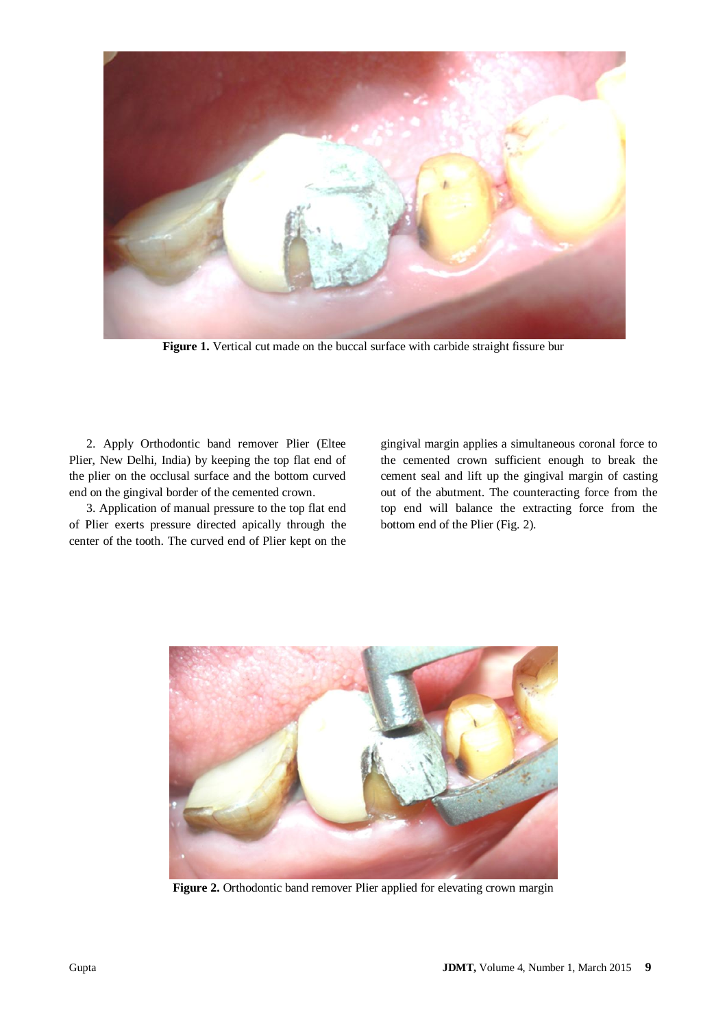**Figure 1.** Vertical cut made on the buccal surface with carbide straight fissure bur

2. Apply Orthodontic band remover Plier (Eltee Plier, New Delhi, India) by keeping the top flat end of the plier on the occlusal surface and the bottom curved end on the gingival border of the cemented crown.

3. Application of manual pressure to the top flat end of Plier exerts pressure directed apically through the center of the tooth. The curved end of Plier kept on the gingival margin applies a simultaneous coronal force to the cemented crown sufficient enough to break the cement seal and lift up the gingival margin of casting out of the abutment. The counteracting force from the top end will balance the extracting force from the bottom end of the Plier (Fig. 2).

**Figure 2.** Orthodontic band remover Plier applied for elevating crown margin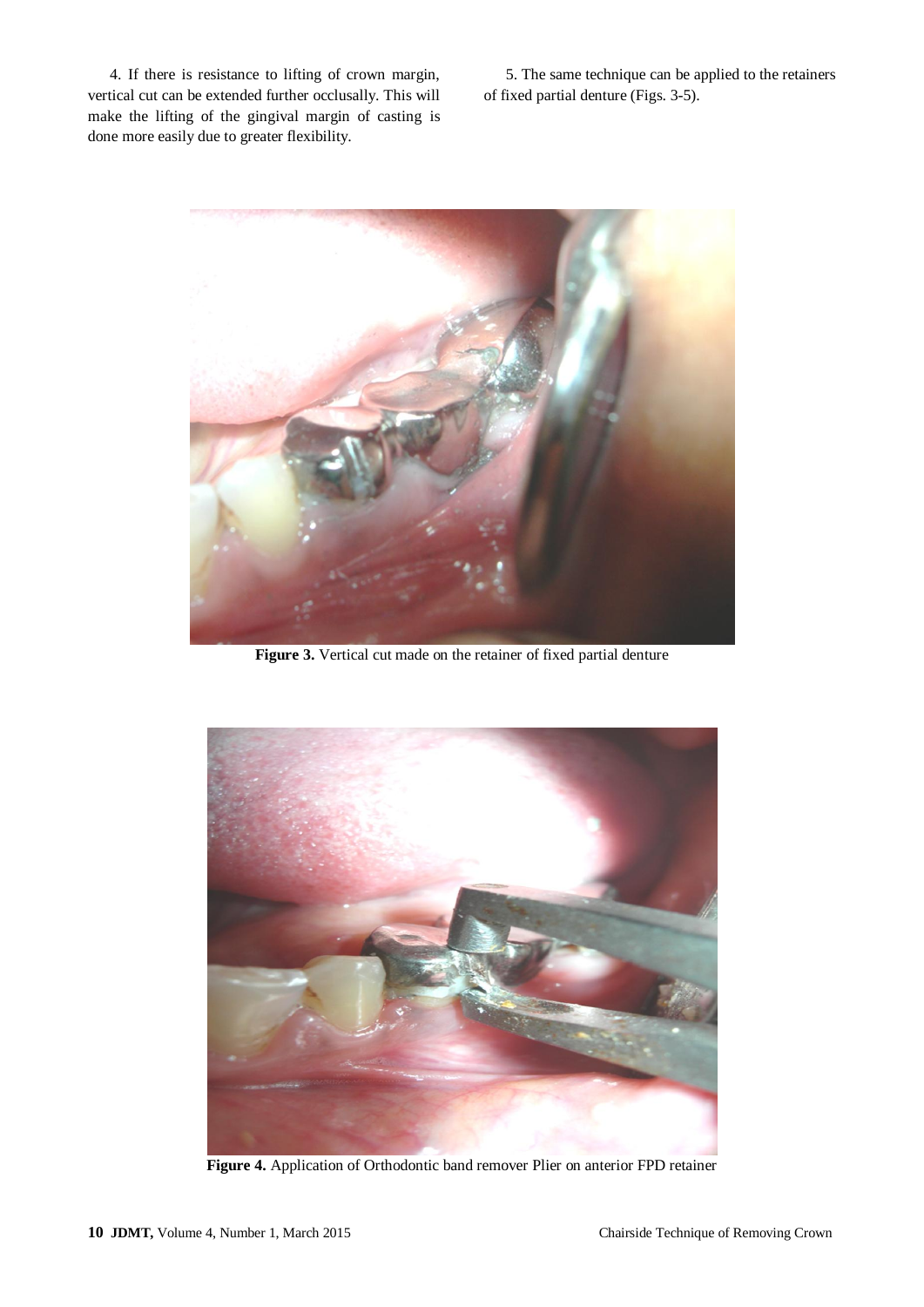4. If there is resistance to lifting of crown margin, vertical cut can be extended further occlusally. This will make the lifting of the gingival margin of casting is done more easily due to greater flexibility.

5. The same technique can be applied to the retainers of fixed partial denture (Figs. 3-5).

**Figure 3.** Vertical cut made on the retainer of fixed partial denture

**Figure 4.** Application of Orthodontic band remover Plier on anterior FPD retainer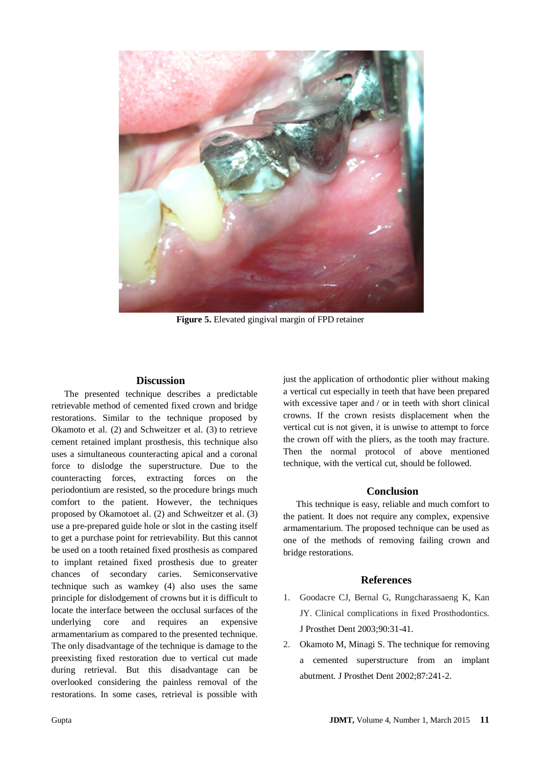**Figure 5.** Elevated gingival margin of FPD retainer

## Discussion

The presented technique describes a predictable retrievable method of cemented fixed crown and bridge restorations. Similar to the technique proposed by Okamoto et al. (2) and Schweitzer et al. (3) to retrieve cement retained implant prosthesis, this technique also uses a simultaneous counteracting apical and a coronal force to dislodge the superstructure. Due to the counteracting forces, extracting forces on the periodontium are resisted, so the procedure brings much comfort to the patient. However, the techniques proposed by Okamotoet al. (2) and Schweitzer et al. (3) use a pre-prepared guide hole or slot in the casting itself to get a purchase point for retrievability. But this cannot be used on a tooth retained fixed prosthesis as compared to implant retained fixed prosthesis due to greater chances of secondary caries. Semiconservative technique such as wamkey (4) also uses the same principle for dislodgement of crowns but it is difficult to locate the interface between the occlusal surfaces of the underlying core and requires an expensive armamentarium as compared to the presented technique. The only disadvantage of the technique is damage to the preexisting fixed restoration due to vertical cut made during retrieval. But this disadvantage can be overlooked considering the painless removal of the restorations. In some cases, retrieval is possible with just the application of orthodontic plier without making a vertical cut especially in teeth that have been prepared with excessive taper and / or in teeth with short clinical crowns. If the crown resists displacement when the vertical cut is not given, it is unwise to attempt to force the crown off with the pliers, as the tooth may fracture. Then the normal protocol of above mentioned technique, with the vertical cut, should be followed.

## Conclusion

This technique is easy, reliable and much comfort to the patient. It does not require any complex, expensive armamentarium. The proposed technique can be used as one of the methods of removing failing crown and bridge restorations.

## References

1. Goodacre CJ, Bernal G, Rungcharassaeng K, Kan JY. Clinical complications in fixed Prosthodontics. J Prosthet Dent 2003;90:31-41.
2. Okamoto M, Minagi S. The technique for removing a cemented superstructure from an implant abutment. J Prosthet Dent 2002;87:241-2.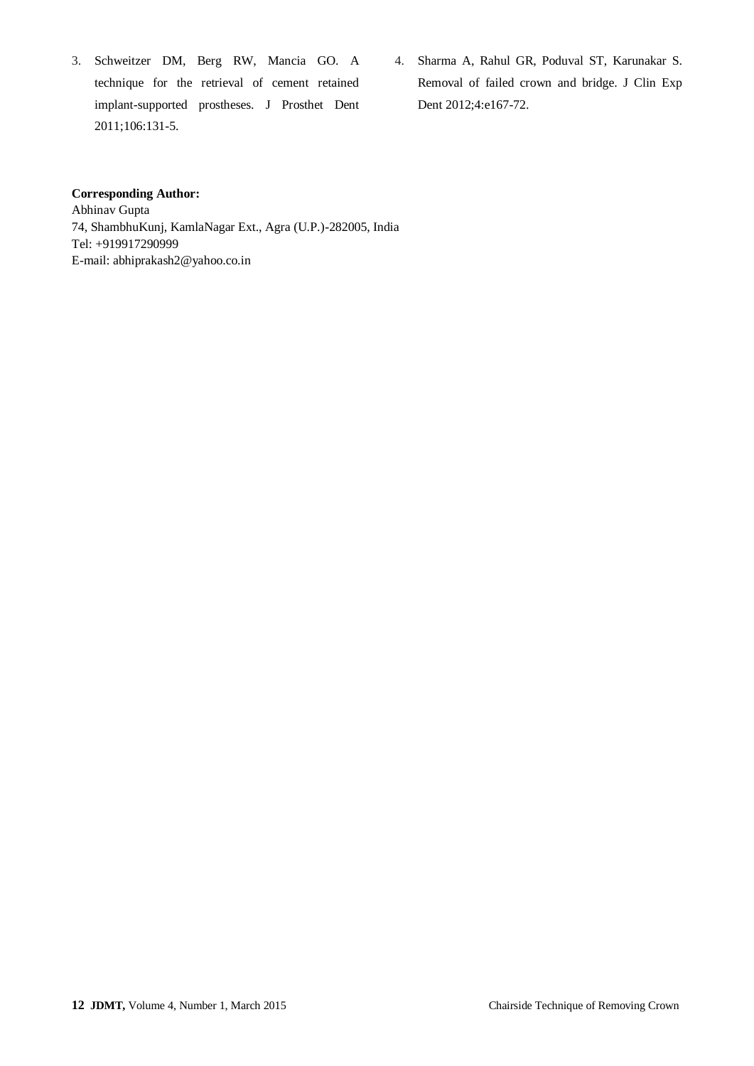3. Schweitzer DM, Berg RW, Mancia GO. A technique for the retrieval of cement retained implant-supported prostheses. J Prosthet Dent 2011;106:131-5.
4. Sharma A, Rahul GR, Poduval ST, Karunakar S. Removal of failed crown and bridge. J Clin Exp Dent 2012;4:e167-72.

**Corresponding Author:**
Abhinav Gupta
74, ShambhuKunj, KamlaNagar Ext., Agra (U.P.)-282005, India
Tel: +919917290999
E-mail: abhiprakash2@yahoo.co.in